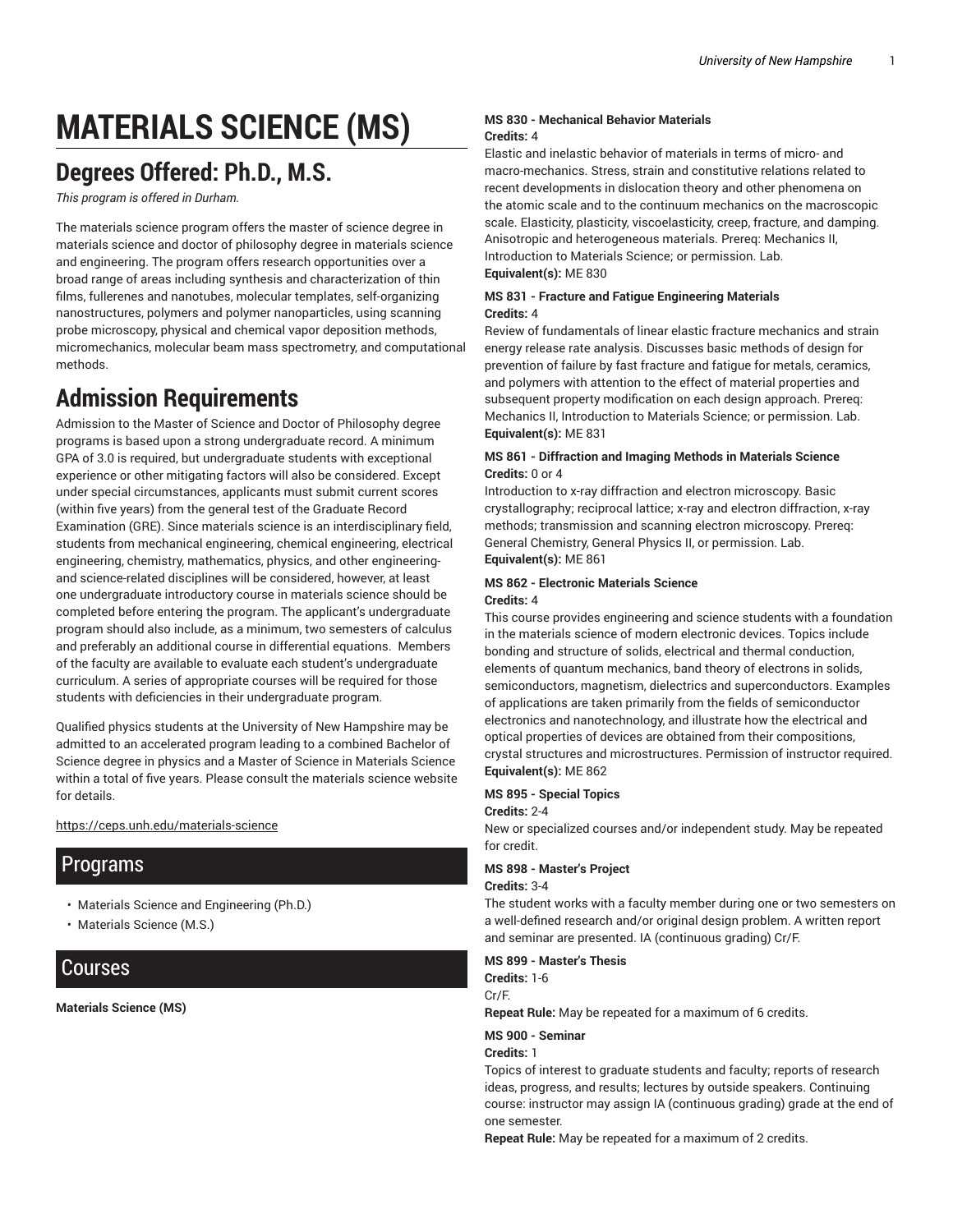# MATERIALS SCIENCE (MS)

## Degrees Offered: Ph.D., M.S.

*This program is offered in Durham.*

The materials science program offers the master of science degree in materials science and doctor of philosophy degree in materials science and engineering. The program offers research opportunities over a broad range of areas including synthesis and characterization of thin films, fullerenes and nanotubes, molecular templates, self-organizing nanostructures, polymers and polymer nanoparticles, using scanning probe microscopy, physical and chemical vapor deposition methods, micromechanics, molecular beam mass spectrometry, and computational methods.

## Admission Requirements

Admission to the Master of Science and Doctor of Philosophy degree programs is based upon a strong undergraduate record. A minimum GPA of 3.0 is required, but undergraduate students with exceptional experience or other mitigating factors will also be considered. Except under special circumstances, applicants must submit current scores (within five years) from the general test of the Graduate Record Examination (GRE). Since materials science is an interdisciplinary field, students from mechanical engineering, chemical engineering, electrical engineering, chemistry, mathematics, physics, and other engineering- and science-related disciplines will be considered, however, at least one undergraduate introductory course in materials science should be completed before entering the program. The applicant's undergraduate program should also include, as a minimum, two semesters of calculus and preferably an additional course in differential equations. Members of the faculty are available to evaluate each student's undergraduate curriculum. A series of appropriate courses will be required for those students with deficiencies in their undergraduate program.

Qualified physics students at the University of New Hampshire may be admitted to an accelerated program leading to a combined Bachelor of Science degree in physics and a Master of Science in Materials Science within a total of five years. Please consult the materials science website for details.

https://ceps.unh.edu/materials-science

## Programs

- Materials Science and Engineering (Ph.D.)
- Materials Science (M.S.)

## Courses

**Materials Science (MS)**

**MS 830 - Mechanical Behavior Materials**
**Credits:** 4
Elastic and inelastic behavior of materials in terms of micro- and macro-mechanics. Stress, strain and constitutive relations related to recent developments in dislocation theory and other phenomena on the atomic scale and to the continuum mechanics on the macroscopic scale. Elasticity, plasticity, viscoelasticity, creep, fracture, and damping. Anisotropic and heterogeneous materials. Prereq: Mechanics II, Introduction to Materials Science; or permission. Lab.
**Equivalent(s):** ME 830

**MS 831 - Fracture and Fatigue Engineering Materials**
**Credits:** 4
Review of fundamentals of linear elastic fracture mechanics and strain energy release rate analysis. Discusses basic methods of design for prevention of failure by fast fracture and fatigue for metals, ceramics, and polymers with attention to the effect of material properties and subsequent property modification on each design approach. Prereq: Mechanics II, Introduction to Materials Science; or permission. Lab.
**Equivalent(s):** ME 831

**MS 861 - Diffraction and Imaging Methods in Materials Science**
**Credits:** 0 or 4
Introduction to x-ray diffraction and electron microscopy. Basic crystallography; reciprocal lattice; x-ray and electron diffraction, x-ray methods; transmission and scanning electron microscopy. Prereq: General Chemistry, General Physics II, or permission. Lab.
**Equivalent(s):** ME 861

**MS 862 - Electronic Materials Science**
**Credits:** 4
This course provides engineering and science students with a foundation in the materials science of modern electronic devices. Topics include bonding and structure of solids, electrical and thermal conduction, elements of quantum mechanics, band theory of electrons in solids, semiconductors, magnetism, dielectrics and superconductors. Examples of applications are taken primarily from the fields of semiconductor electronics and nanotechnology, and illustrate how the electrical and optical properties of devices are obtained from their compositions, crystal structures and microstructures. Permission of instructor required.
**Equivalent(s):** ME 862

**MS 895 - Special Topics**
**Credits:** 2-4
New or specialized courses and/or independent study. May be repeated for credit.

**MS 898 - Master's Project**
**Credits:** 3-4
The student works with a faculty member during one or two semesters on a well-defined research and/or original design problem. A written report and seminar are presented. IA (continuous grading) Cr/F.

**MS 899 - Master's Thesis**
**Credits:** 1-6
Cr/F.
**Repeat Rule:** May be repeated for a maximum of 6 credits.

**MS 900 - Seminar**
**Credits:** 1
Topics of interest to graduate students and faculty; reports of research ideas, progress, and results; lectures by outside speakers. Continuing course: instructor may assign IA (continuous grading) grade at the end of one semester.
**Repeat Rule:** May be repeated for a maximum of 2 credits.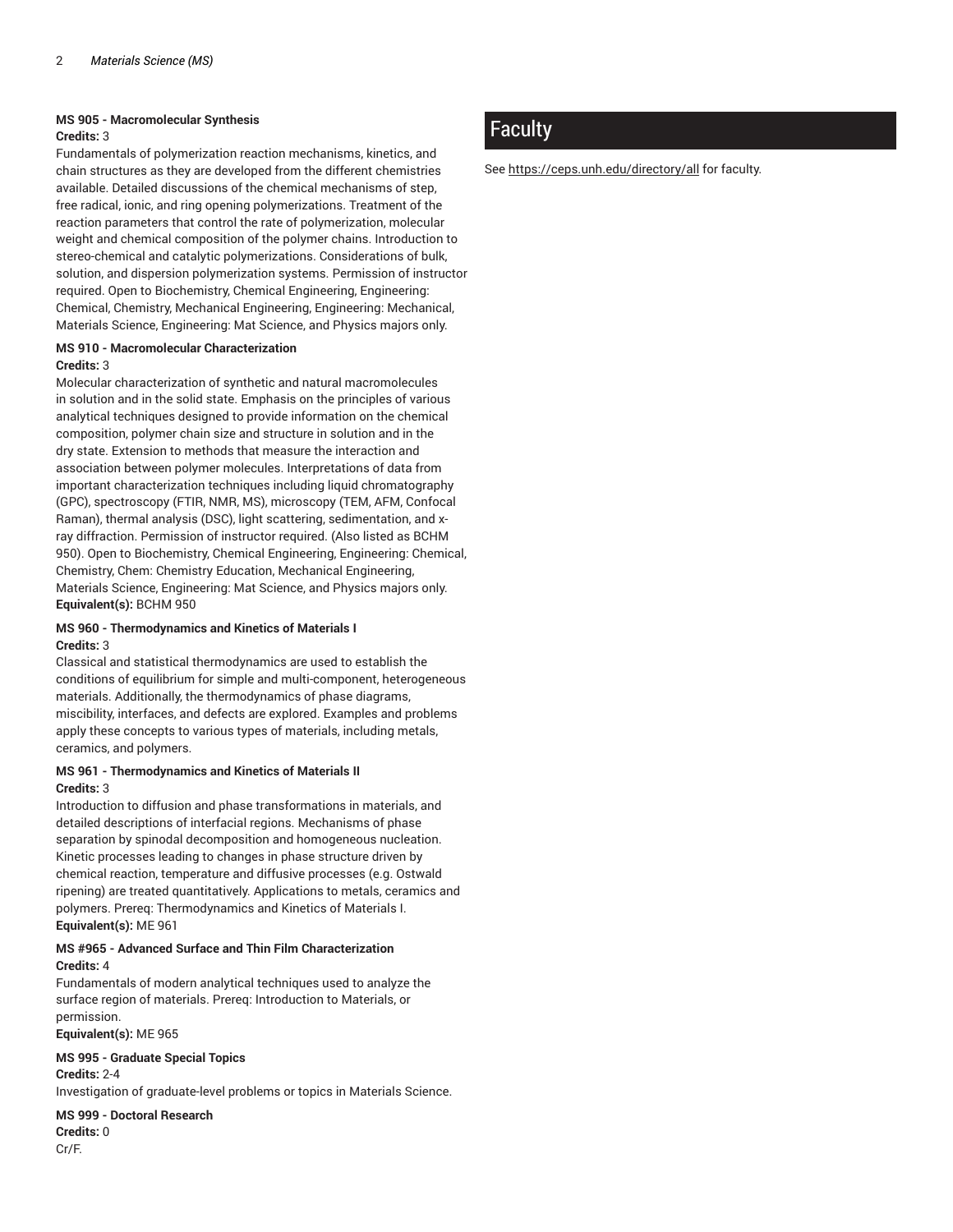**MS 905 - Macromolecular Synthesis**
**Credits:** 3
Fundamentals of polymerization reaction mechanisms, kinetics, and chain structures as they are developed from the different chemistries available. Detailed discussions of the chemical mechanisms of step, free radical, ionic, and ring opening polymerizations. Treatment of the reaction parameters that control the rate of polymerization, molecular weight and chemical composition of the polymer chains. Introduction to stereo-chemical and catalytic polymerizations. Considerations of bulk, solution, and dispersion polymerization systems. Permission of instructor required. Open to Biochemistry, Chemical Engineering, Engineering: Chemical, Chemistry, Mechanical Engineering, Engineering: Mechanical, Materials Science, Engineering: Mat Science, and Physics majors only.

**MS 910 - Macromolecular Characterization**
**Credits:** 3
Molecular characterization of synthetic and natural macromolecules in solution and in the solid state. Emphasis on the principles of various analytical techniques designed to provide information on the chemical composition, polymer chain size and structure in solution and in the dry state. Extension to methods that measure the interaction and association between polymer molecules. Interpretations of data from important characterization techniques including liquid chromatography (GPC), spectroscopy (FTIR, NMR, MS), microscopy (TEM, AFM, Confocal Raman), thermal analysis (DSC), light scattering, sedimentation, and x-ray diffraction. Permission of instructor required. (Also listed as BCHM 950). Open to Biochemistry, Chemical Engineering, Engineering: Chemical, Chemistry, Chem: Chemistry Education, Mechanical Engineering, Materials Science, Engineering: Mat Science, and Physics majors only.
**Equivalent(s):** BCHM 950

**MS 960 - Thermodynamics and Kinetics of Materials I**
**Credits:** 3
Classical and statistical thermodynamics are used to establish the conditions of equilibrium for simple and multi-component, heterogeneous materials. Additionally, the thermodynamics of phase diagrams, miscibility, interfaces, and defects are explored. Examples and problems apply these concepts to various types of materials, including metals, ceramics, and polymers.

**MS 961 - Thermodynamics and Kinetics of Materials II**
**Credits:** 3
Introduction to diffusion and phase transformations in materials, and detailed descriptions of interfacial regions. Mechanisms of phase separation by spinodal decomposition and homogeneous nucleation. Kinetic processes leading to changes in phase structure driven by chemical reaction, temperature and diffusive processes (e.g. Ostwald ripening) are treated quantitatively. Applications to metals, ceramics and polymers. Prereq: Thermodynamics and Kinetics of Materials I.
**Equivalent(s):** ME 961

**MS #965 - Advanced Surface and Thin Film Characterization**
**Credits:** 4
Fundamentals of modern analytical techniques used to analyze the surface region of materials. Prereq: Introduction to Materials, or permission.
**Equivalent(s):** ME 965

**MS 995 - Graduate Special Topics**
**Credits:** 2-4
Investigation of graduate-level problems or topics in Materials Science.

**MS 999 - Doctoral Research**
**Credits:** 0
Cr/F.

## Faculty

See https://ceps.unh.edu/directory/all for faculty.